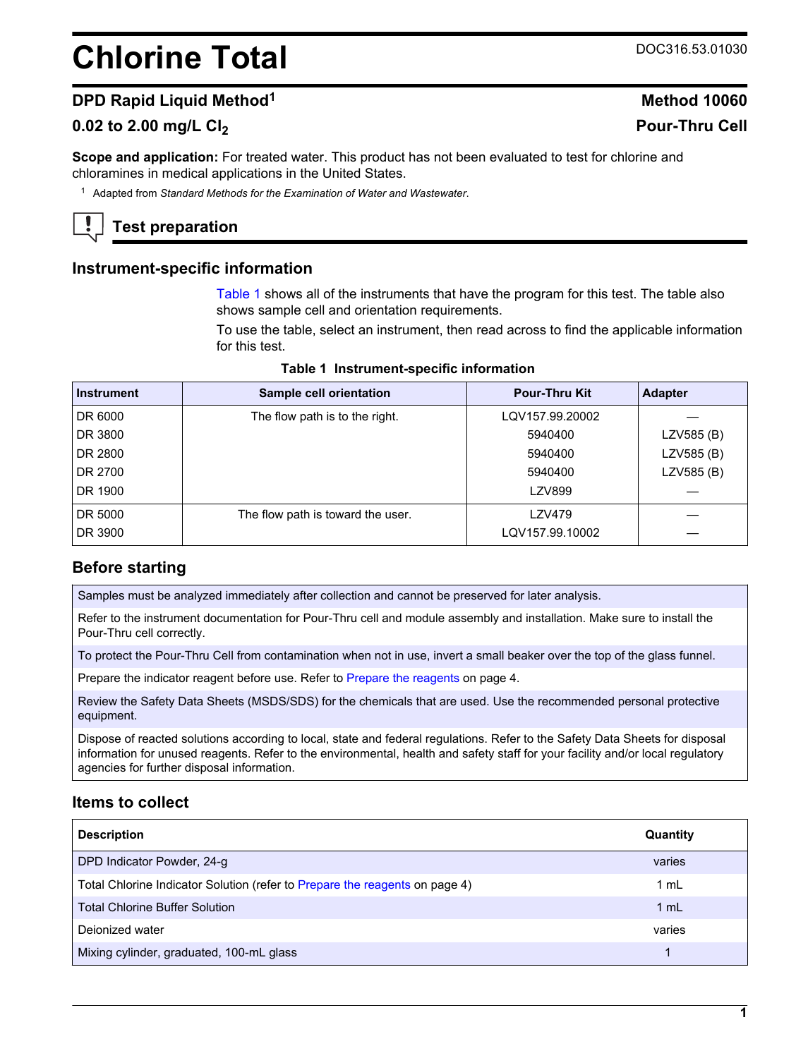# Chlorine Total

DOC316.53.01030

## DPD Rapid Liquid Method[1]

**Method 10060**

## 0.02 to 2.00 mg/L $Cl_2$

**Pour-Thru Cell**

**Scope and application:** For treated water. This product has not been evaluated to test for chlorine and chloramines in medical applications in the United States.

[1] Adapted from *Standard Methods for the Examination of Water and Wastewater*.

## Test preparation

### Instrument-specific information

Table 1 shows all of the instruments that have the program for this test. The table also shows sample cell and orientation requirements.

To use the table, select an instrument, then read across to find the applicable information for this test.

**Table 1 Instrument-specific information**

| Instrument | Sample cell orientation | Pour-Thru Kit | Adapter |
|---|---|---|---|
| DR 6000 | The flow path is to the right. | LQV157.99.20002 | — |
| DR 3800 | | 5940400 | LZV585 (B) |
| DR 2800 | | 5940400 | LZV585 (B) |
| DR 2700 | | 5940400 | LZV585 (B) |
| DR 1900 | | LZV899 | — |
| DR 5000 | The flow path is toward the user. | LZV479 | — |
| DR 3900 | | LQV157.99.10002 | — |

### Before starting

| |
|---|
| Samples must be analyzed immediately after collection and cannot be preserved for later analysis. |
| Refer to the instrument documentation for Pour-Thru cell and module assembly and installation. Make sure to install the Pour-Thru cell correctly. |
| To protect the Pour-Thru Cell from contamination when not in use, invert a small beaker over the top of the glass funnel. |
| Prepare the indicator reagent before use. Refer to Prepare the reagents on page 4. |
| Review the Safety Data Sheets (MSDS/SDS) for the chemicals that are used. Use the recommended personal protective equipment. |
| Dispose of reacted solutions according to local, state and federal regulations. Refer to the Safety Data Sheets for disposal information for unused reagents. Refer to the environmental, health and safety staff for your facility and/or local regulatory agencies for further disposal information. |

### Items to collect

| Description | Quantity |
|---|---|
| DPD Indicator Powder, 24-g | varies |
| Total Chlorine Indicator Solution (refer to Prepare the reagents on page 4) | 1 mL |
| Total Chlorine Buffer Solution | 1 mL |
| Deionized water | varies |
| Mixing cylinder, graduated, 100-mL glass | 1 |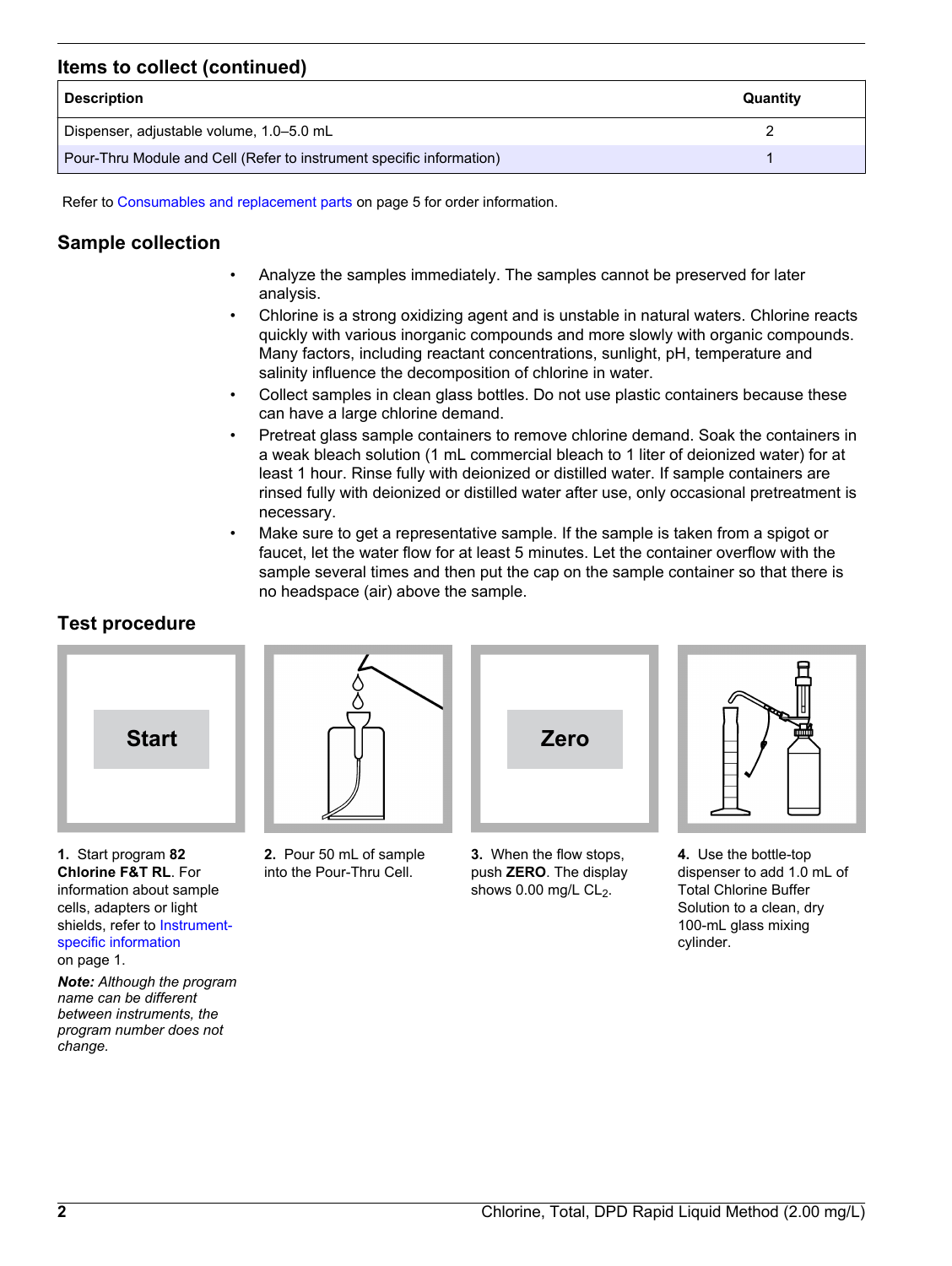## Items to collect (continued)

| Description | Quantity |
| --- | --- |
| Dispenser, adjustable volume, 1.0–5.0 mL | 2 |
| Pour-Thru Module and Cell (Refer to instrument specific information) | 1 |

Refer to Consumables and replacement parts on page 5 for order information.

## Sample collection

- Analyze the samples immediately. The samples cannot be preserved for later analysis.
- Chlorine is a strong oxidizing agent and is unstable in natural waters. Chlorine reacts quickly with various inorganic compounds and more slowly with organic compounds. Many factors, including reactant concentrations, sunlight, pH, temperature and salinity influence the decomposition of chlorine in water.
- Collect samples in clean glass bottles. Do not use plastic containers because these can have a large chlorine demand.
- Pretreat glass sample containers to remove chlorine demand. Soak the containers in a weak bleach solution (1 mL commercial bleach to 1 liter of deionized water) for at least 1 hour. Rinse fully with deionized or distilled water. If sample containers are rinsed fully with deionized or distilled water after use, only occasional pretreatment is necessary.
- Make sure to get a representative sample. If the sample is taken from a spigot or faucet, let the water flow for at least 5 minutes. Let the container overflow with the sample several times and then put the cap on the sample container so that there is no headspace (air) above the sample.

## Test procedure

**1.** Start program **82 Chlorine F&T RL**. For information about sample cells, adapters or light shields, refer to Instrument-specific information on page 1.

***Note:** Although the program name can be different between instruments, the program number does not change.*

**2.** Pour 50 mL of sample into the Pour-Thru Cell.

**3.** When the flow stops, push **ZERO**. The display shows 0.00 mg/L $CL_2$.

**4.** Use the bottle-top dispenser to add 1.0 mL of Total Chlorine Buffer Solution to a clean, dry 100-mL glass mixing cylinder.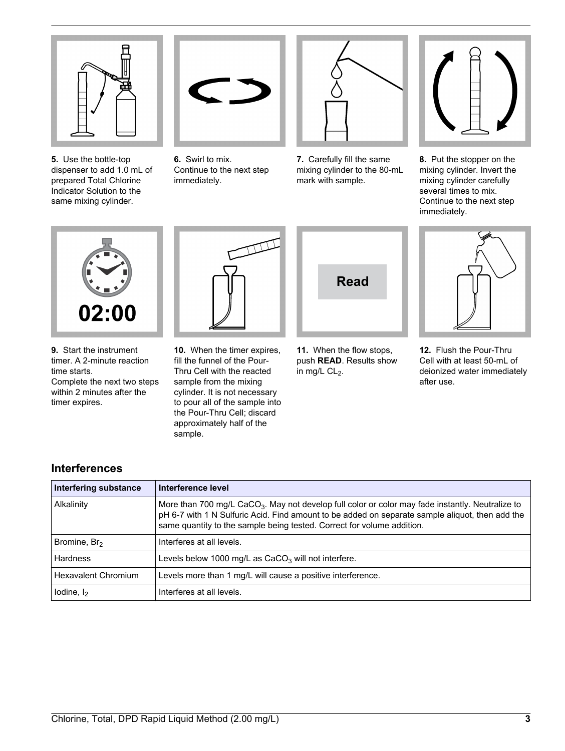**5.** Use the bottle-top dispenser to add 1.0 mL of prepared Total Chlorine Indicator Solution to the same mixing cylinder.

**6.** Swirl to mix.
Continue to the next step immediately.

**7.** Carefully fill the same mixing cylinder to the 80-mL mark with sample.

**8.** Put the stopper on the mixing cylinder. Invert the mixing cylinder carefully several times to mix.
Continue to the next step immediately.

**9.** Start the instrument timer. A 2-minute reaction time starts.
Complete the next two steps within 2 minutes after the timer expires.

**10.** When the timer expires, fill the funnel of the Pour-Thru Cell with the reacted sample from the mixing cylinder. It is not necessary to pour all of the sample into the Pour-Thru Cell; discard approximately half of the sample.

**11.** When the flow stops, push **READ**. Results show in mg/L $CL_2$.

**12.** Flush the Pour-Thru Cell with at least 50-mL of deionized water immediately after use.

## Interferences

| Interfering substance | Interference level |
|---|---|
| Alkalinity | More than 700 mg/L $CaCO_3$. May not develop full color or color may fade instantly. Neutralize to pH 6-7 with 1 N Sulfuric Acid. Find amount to be added on separate sample aliquot, then add the same quantity to the sample being tested. Correct for volume addition. |
| Bromine, $Br_2$ | Interferes at all levels. |
| Hardness | Levels below 1000 mg/L as $CaCO_3$ will not interfere. |
| Hexavalent Chromium | Levels more than 1 mg/L will cause a positive interference. |
| Iodine, $I_2$ | Interferes at all levels. |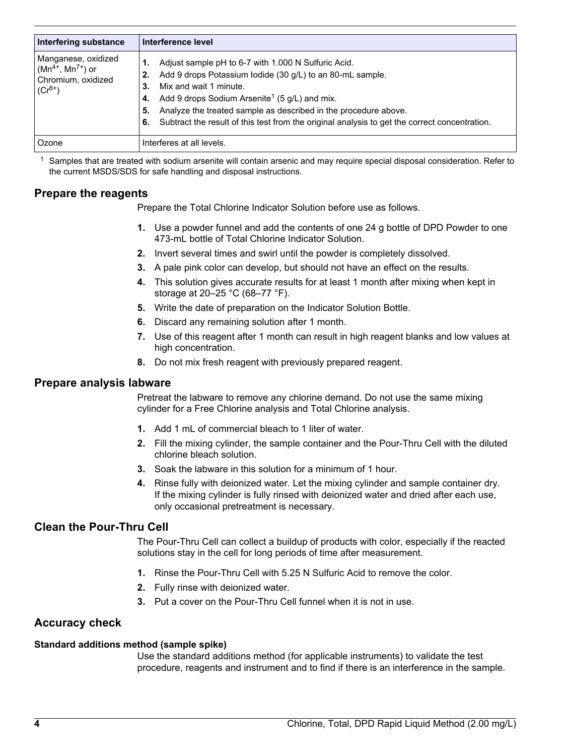| Interfering substance | Interference level |
| --- | --- |
| Manganese, oxidized ($Mn^{4+}$, $Mn^{7+}$) or Chromium, oxidized ($Cr^{6+}$) | 1. Adjust sample pH to 6-7 with 1.000 N Sulfuric Acid. 2. Add 9 drops Potassium Iodide (30 g/L) to an 80-mL sample. 3. Mix and wait 1 minute. 4. Add 9 drops Sodium Arsenite[1] (5 g/L) and mix. 5. Analyze the treated sample as described in the procedure above. 6. Subtract the result of this test from the original analysis to get the correct concentration. |
| Ozone | Interferes at all levels. |

[1] Samples that are treated with sodium arsenite will contain arsenic and may require special disposal consideration. Refer to the current MSDS/SDS for safe handling and disposal instructions.

## Prepare the reagents

Prepare the Total Chlorine Indicator Solution before use as follows.

1. Use a powder funnel and add the contents of one 24 g bottle of DPD Powder to one 473-mL bottle of Total Chlorine Indicator Solution.
2. Invert several times and swirl until the powder is completely dissolved.
3. A pale pink color can develop, but should not have an effect on the results.
4. This solution gives accurate results for at least 1 month after mixing when kept in storage at 20–25 °C (68–77 °F).
5. Write the date of preparation on the Indicator Solution Bottle.
6. Discard any remaining solution after 1 month.
7. Use of this reagent after 1 month can result in high reagent blanks and low values at high concentration.
8. Do not mix fresh reagent with previously prepared reagent.

## Prepare analysis labware

Pretreat the labware to remove any chlorine demand. Do not use the same mixing cylinder for a Free Chlorine analysis and Total Chlorine analysis.

1. Add 1 mL of commercial bleach to 1 liter of water.
2. Fill the mixing cylinder, the sample container and the Pour-Thru Cell with the diluted chlorine bleach solution.
3. Soak the labware in this solution for a minimum of 1 hour.
4. Rinse fully with deionized water. Let the mixing cylinder and sample container dry. If the mixing cylinder is fully rinsed with deionized water and dried after each use, only occasional pretreatment is necessary.

## Clean the Pour-Thru Cell

The Pour-Thru Cell can collect a buildup of products with color, especially if the reacted solutions stay in the cell for long periods of time after measurement.

1. Rinse the Pour-Thru Cell with 5.25 N Sulfuric Acid to remove the color.
2. Fully rinse with deionized water.
3. Put a cover on the Pour-Thru Cell funnel when it is not in use.

## Accuracy check

### Standard additions method (sample spike)

Use the standard additions method (for applicable instruments) to validate the test procedure, reagents and instrument and to find if there is an interference in the sample.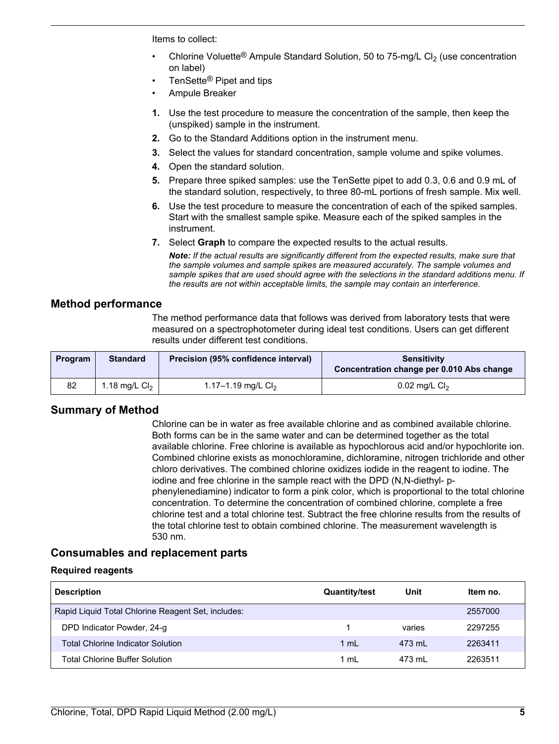Items to collect:

- Chlorine Voluette® Ampule Standard Solution, 50 to 75-mg/L $Cl_2$ (use concentration on label)
- TenSette® Pipet and tips
- Ampule Breaker

1. Use the test procedure to measure the concentration of the sample, then keep the (unspiked) sample in the instrument.
2. Go to the Standard Additions option in the instrument menu.
3. Select the values for standard concentration, sample volume and spike volumes.
4. Open the standard solution.
5. Prepare three spiked samples: use the TenSette pipet to add 0.3, 0.6 and 0.9 mL of the standard solution, respectively, to three 80-mL portions of fresh sample. Mix well.
6. Use the test procedure to measure the concentration of each of the spiked samples. Start with the smallest sample spike. Measure each of the spiked samples in the instrument.
7. Select **Graph** to compare the expected results to the actual results.

   ***Note:*** *If the actual results are significantly different from the expected results, make sure that the sample volumes and sample spikes are measured accurately. The sample volumes and sample spikes that are used should agree with the selections in the standard additions menu. If the results are not within acceptable limits, the sample may contain an interference.*

## Method performance

The method performance data that follows was derived from laboratory tests that were measured on a spectrophotometer during ideal test conditions. Users can get different results under different test conditions.

| Program | Standard | Precision (95% confidence interval) | Sensitivity Concentration change per 0.010 Abs change |
|---|---|---|---|
| 82 | 1.18 mg/L $Cl_2$ | 1.17–1.19 mg/L $Cl_2$ | 0.02 mg/L $Cl_2$ |

## Summary of Method

Chlorine can be in water as free available chlorine and as combined available chlorine. Both forms can be in the same water and can be determined together as the total available chlorine. Free chlorine is available as hypochlorous acid and/or hypochlorite ion. Combined chlorine exists as monochloramine, dichloramine, nitrogen trichloride and other chloro derivatives. The combined chlorine oxidizes iodide in the reagent to iodine. The iodine and free chlorine in the sample react with the DPD (N,N-diethyl- p-phenylenediamine) indicator to form a pink color, which is proportional to the total chlorine concentration. To determine the concentration of combined chlorine, complete a free chlorine test and a total chlorine test. Subtract the free chlorine results from the results of the total chlorine test to obtain combined chlorine. The measurement wavelength is 530 nm.

## Consumables and replacement parts

### Required reagents

| Description | Quantity/test | Unit | Item no. |
|---|---|---|---|
| Rapid Liquid Total Chlorine Reagent Set, includes: | | | 2557000 |
| DPD Indicator Powder, 24-g | 1 | varies | 2297255 |
| Total Chlorine Indicator Solution | 1 mL | 473 mL | 2263411 |
| Total Chlorine Buffer Solution | 1 mL | 473 mL | 2263511 |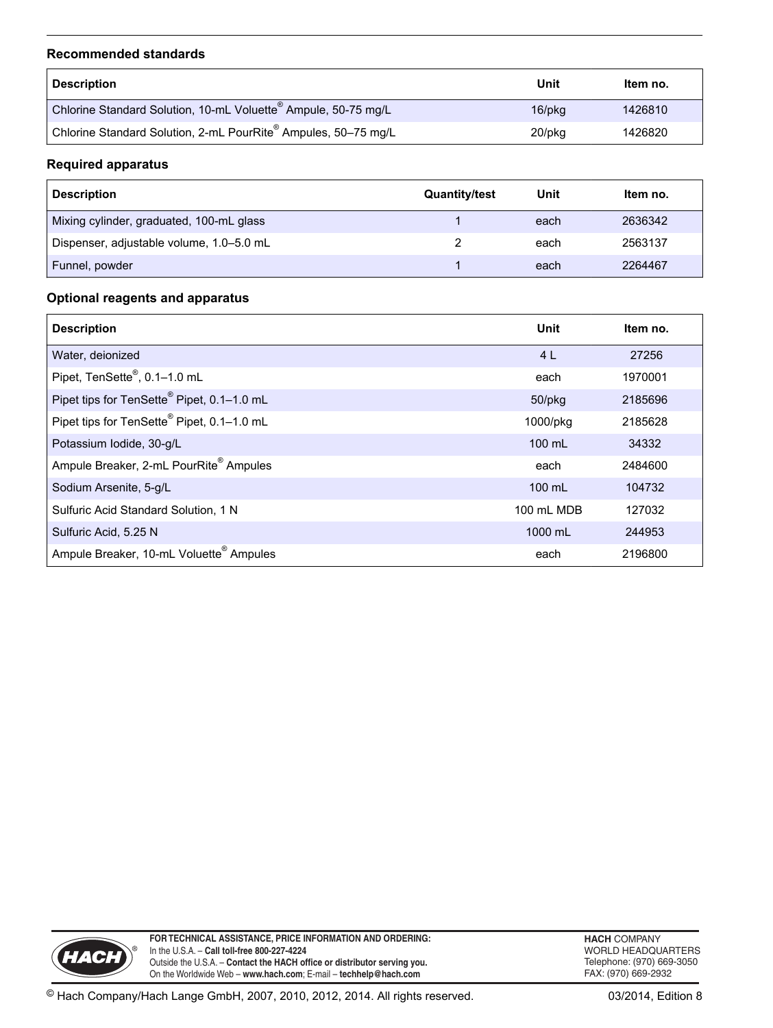### Recommended standards

| Description | Unit | Item no. |
|---|---|---|
| Chlorine Standard Solution, 10-mL Voluette® Ampule, 50-75 mg/L | 16/pkg | 1426810 |
| Chlorine Standard Solution, 2-mL PourRite® Ampules, 50–75 mg/L | 20/pkg | 1426820 |

### Required apparatus

| Description | Quantity/test | Unit | Item no. |
|---|---|---|---|
| Mixing cylinder, graduated, 100-mL glass | 1 | each | 2636342 |
| Dispenser, adjustable volume, 1.0–5.0 mL | 2 | each | 2563137 |
| Funnel, powder | 1 | each | 2264467 |

### Optional reagents and apparatus

| Description | Unit | Item no. |
|---|---|---|
| Water, deionized | 4 L | 27256 |
| Pipet, TenSette®, 0.1–1.0 mL | each | 1970001 |
| Pipet tips for TenSette® Pipet, 0.1–1.0 mL | 50/pkg | 2185696 |
| Pipet tips for TenSette® Pipet, 0.1–1.0 mL | 1000/pkg | 2185628 |
| Potassium Iodide, 30-g/L | 100 mL | 34332 |
| Ampule Breaker, 2-mL PourRite® Ampules | each | 2484600 |
| Sodium Arsenite, 5-g/L | 100 mL | 104732 |
| Sulfuric Acid Standard Solution, 1 N | 100 mL MDB | 127032 |
| Sulfuric Acid, 5.25 N | 1000 mL | 244953 |
| Ampule Breaker, 10-mL Voluette® Ampules | each | 2196800 |

**FOR TECHNICAL ASSISTANCE, PRICE INFORMATION AND ORDERING:**
In the U.S.A. – **Call toll-free 800-227-4224**
Outside the U.S.A. – **Contact the HACH office or distributor serving you.**
On the Worldwide Web – **www.hach.com**; E-mail – **techhelp@hach.com**

**HACH** COMPANY
WORLD HEADQUARTERS
Telephone: (970) 669-3050
FAX: (970) 669-2932

© Hach Company/Hach Lange GmbH, 2007, 2010, 2012, 2014. All rights reserved.

03/2014, Edition 8